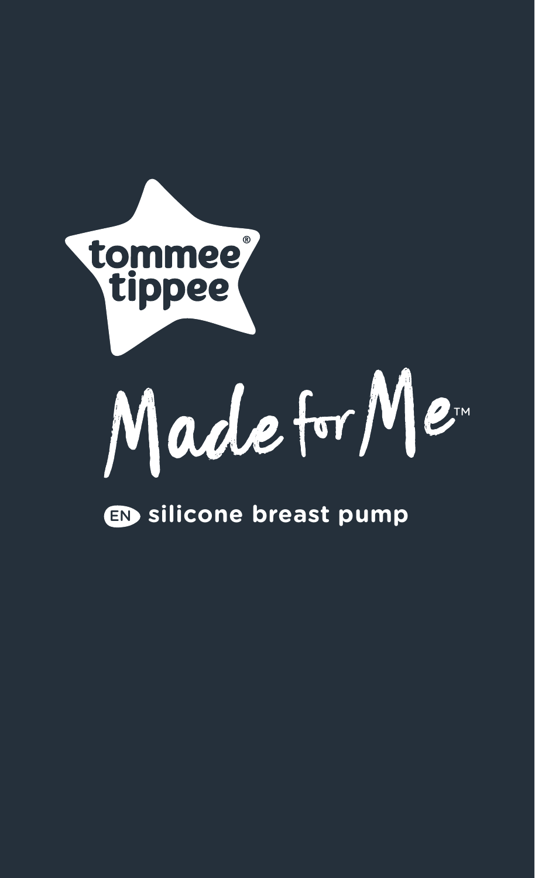# tommee tippee®

# Made for Me™

EN **silicone breast pump**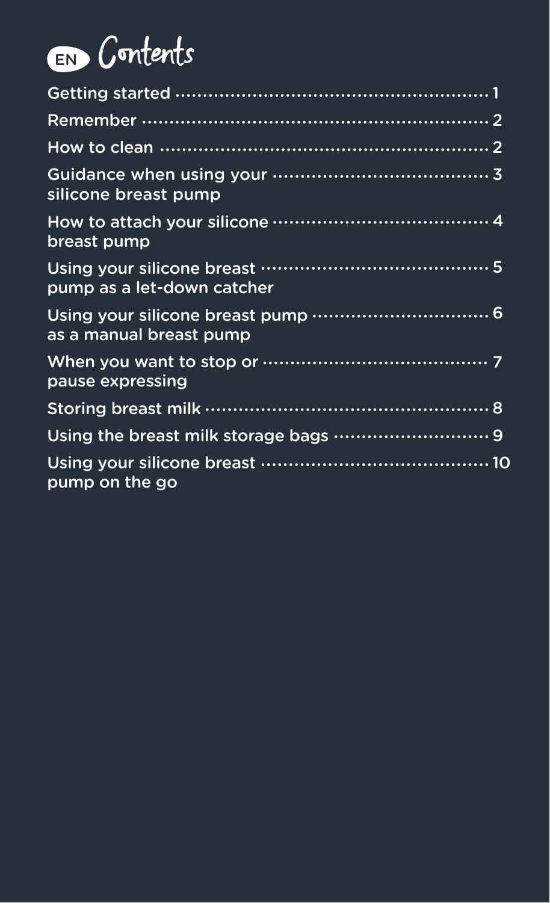# EN Contents

- Getting started ........ 1
- Remember ........ 2
- How to clean ........ 2
- Guidance when using your silicone breast pump ........ 3
- How to attach your silicone breast pump ........ 4
- Using your silicone breast pump as a let-down catcher ........ 5
- Using your silicone breast pump as a manual breast pump ........ 6
- When you want to stop or pause expressing ........ 7
- Storing breast milk ........ 8
- Using the breast milk storage bags ........ 9
- Using your silicone breast pump on the go ........ 10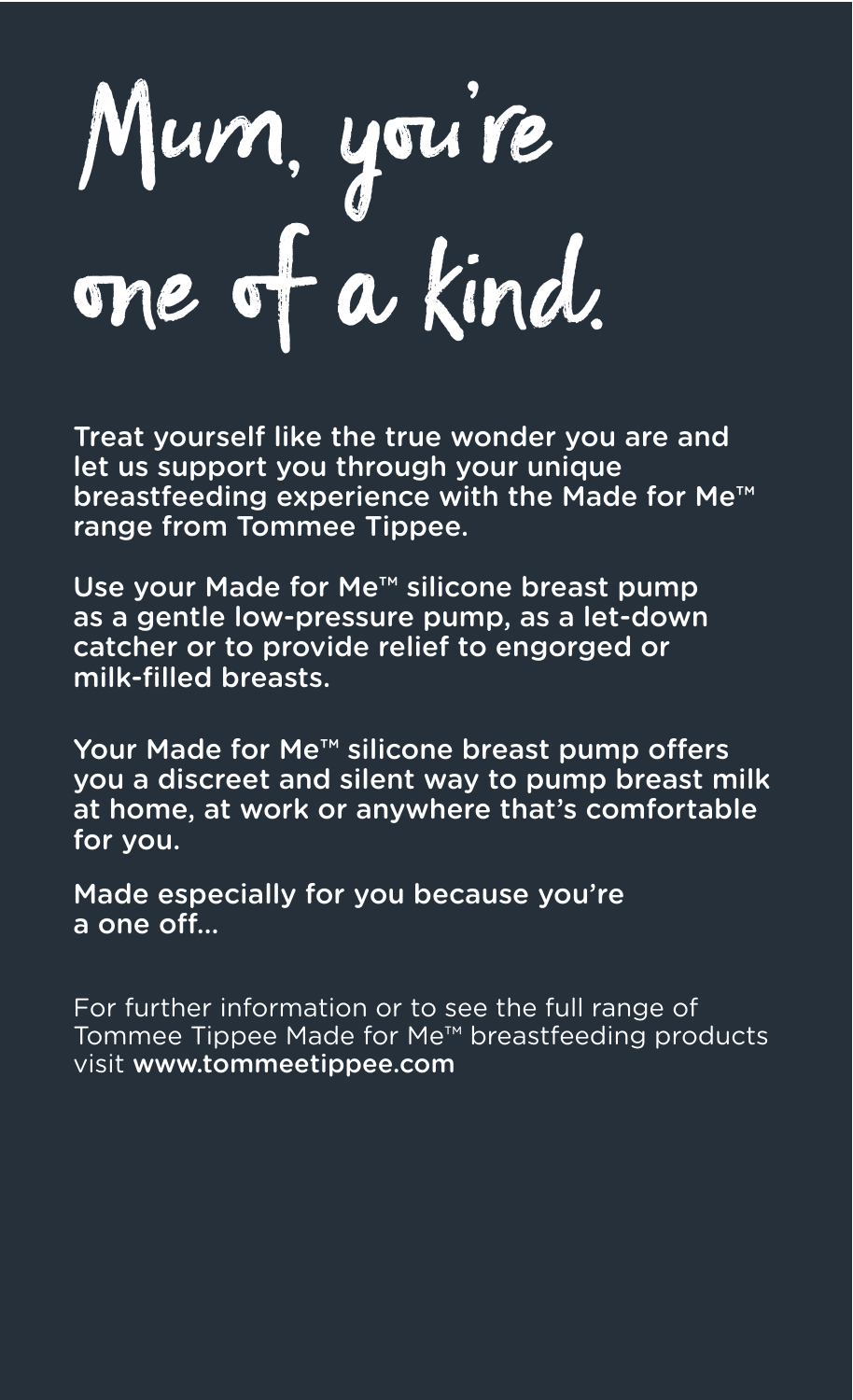# Mum, you're one of a kind.

Treat yourself like the true wonder you are and let us support you through your unique breastfeeding experience with the Made for Me™ range from Tommee Tippee.

Use your Made for Me™ silicone breast pump as a gentle low-pressure pump, as a let-down catcher or to provide relief to engorged or milk-filled breasts.

Your Made for Me™ silicone breast pump offers you a discreet and silent way to pump breast milk at home, at work or anywhere that's comfortable for you.

Made especially for you because you're a one off...

For further information or to see the full range of Tommee Tippee Made for Me™ breastfeeding products visit **www.tommeetippee.com**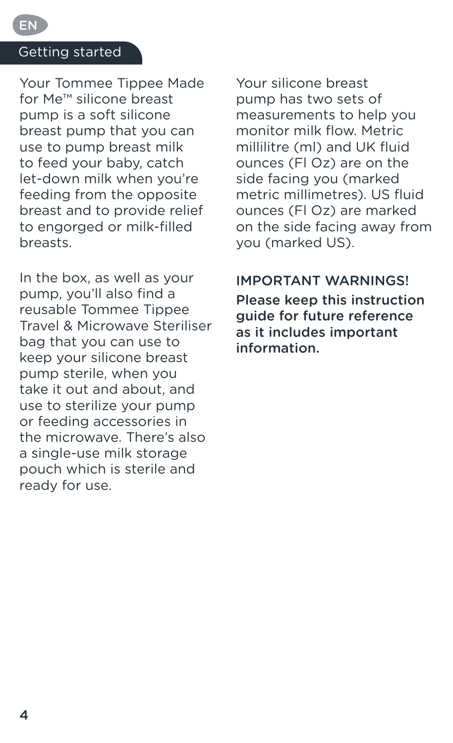EN

## Getting started

Your Tommee Tippee Made for Me™ silicone breast pump is a soft silicone breast pump that you can use to pump breast milk to feed your baby, catch let-down milk when you're feeding from the opposite breast and to provide relief to engorged or milk-filled breasts.

In the box, as well as your pump, you'll also find a reusable Tommee Tippee Travel & Microwave Steriliser bag that you can use to keep your silicone breast pump sterile, when you take it out and about, and use to sterilize your pump or feeding accessories in the microwave. There's also a single-use milk storage pouch which is sterile and ready for use.

Your silicone breast pump has two sets of measurements to help you monitor milk flow. Metric millilitre (ml) and UK fluid ounces (Fl Oz) are on the side facing you (marked metric millimetres). US fluid ounces (Fl Oz) are marked on the side facing away from you (marked US).

### IMPORTANT WARNINGS!

**Please keep this instruction guide for future reference as it includes important information.**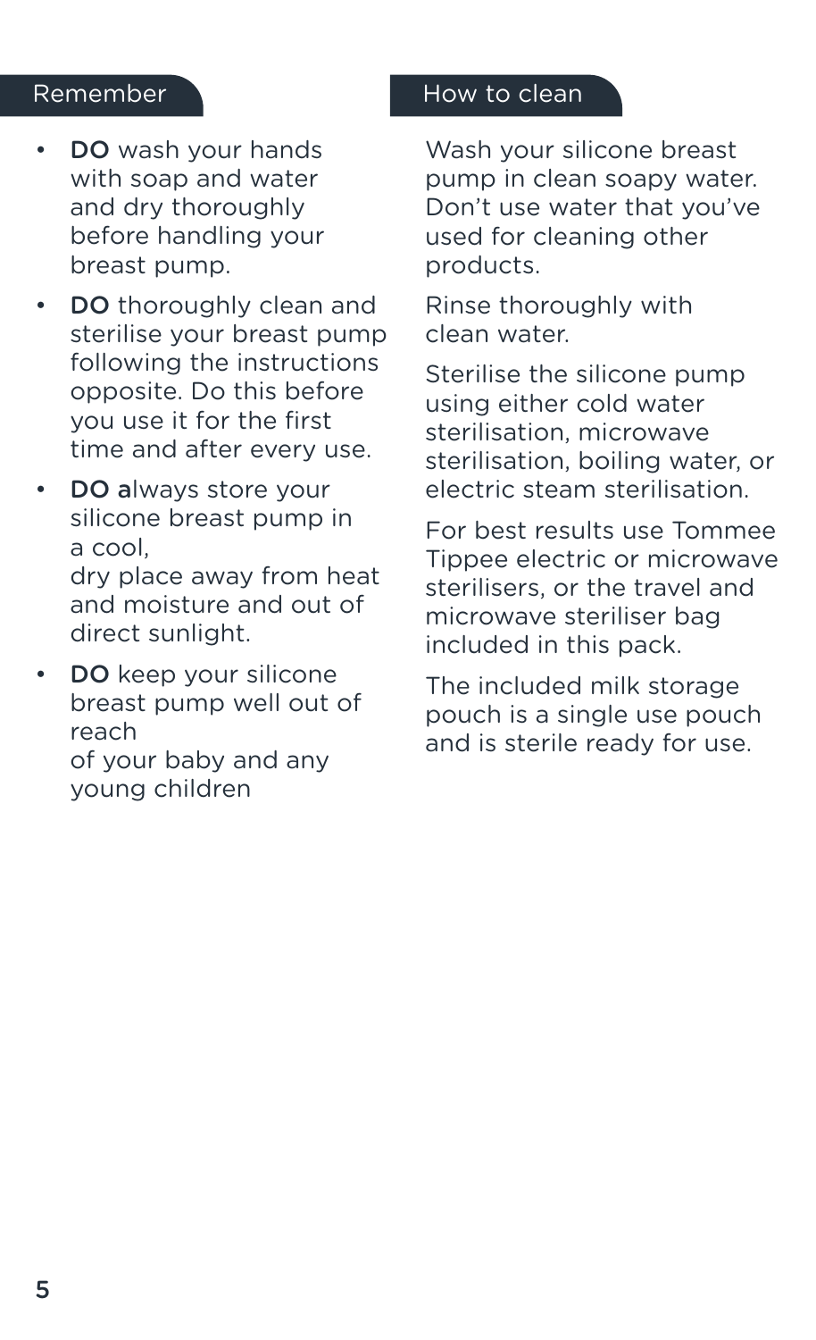## Remember

- **DO** wash your hands with soap and water and dry thoroughly before handling your breast pump.
- **DO** thoroughly clean and sterilise your breast pump following the instructions opposite. Do this before you use it for the first time and after every use.
- **DO a**lways store your silicone breast pump in a cool, dry place away from heat and moisture and out of direct sunlight.
- **DO** keep your silicone breast pump well out of reach of your baby and any young children

## How to clean

Wash your silicone breast pump in clean soapy water. Don't use water that you've used for cleaning other products.

Rinse thoroughly with clean water.

Sterilise the silicone pump using either cold water sterilisation, microwave sterilisation, boiling water, or electric steam sterilisation.

For best results use Tommee Tippee electric or microwave sterilisers, or the travel and microwave steriliser bag included in this pack.

The included milk storage pouch is a single use pouch and is sterile ready for use.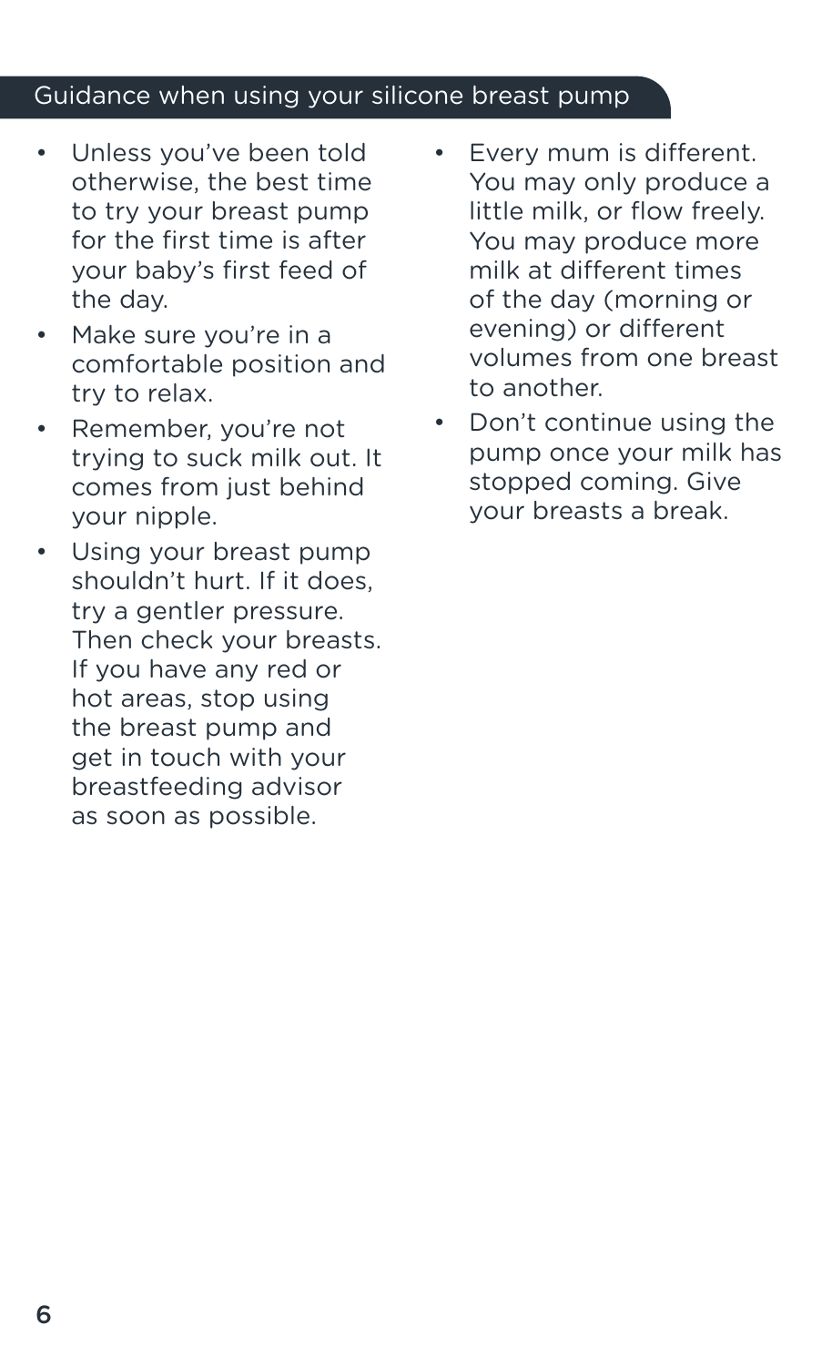## Guidance when using your silicone breast pump

- Unless you've been told otherwise, the best time to try your breast pump for the first time is after your baby's first feed of the day.
- Make sure you're in a comfortable position and try to relax.
- Remember, you're not trying to suck milk out. It comes from just behind your nipple.
- Using your breast pump shouldn't hurt. If it does, try a gentler pressure. Then check your breasts. If you have any red or hot areas, stop using the breast pump and get in touch with your breastfeeding advisor as soon as possible.
- Every mum is different. You may only produce a little milk, or flow freely. You may produce more milk at different times of the day (morning or evening) or different volumes from one breast to another.
- Don't continue using the pump once your milk has stopped coming. Give your breasts a break.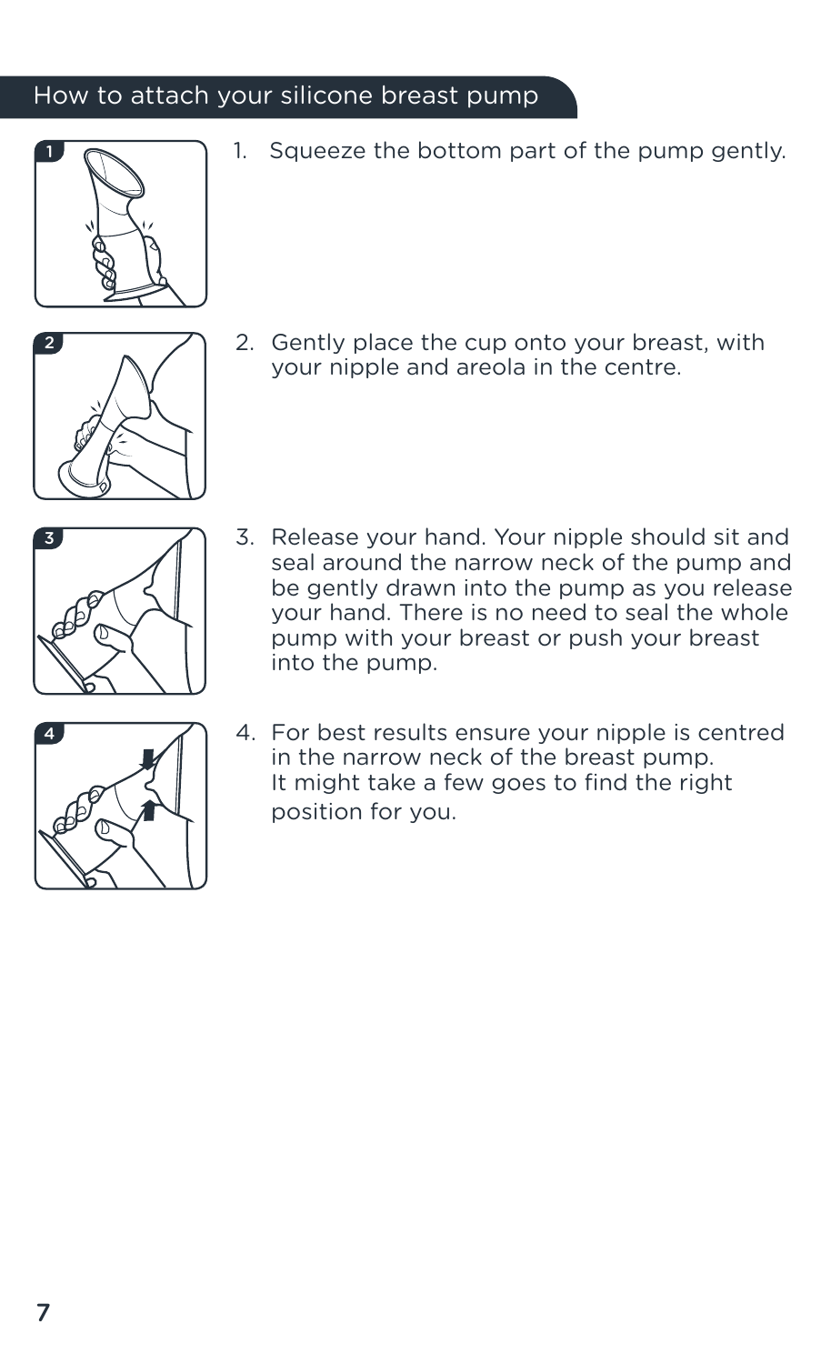## How to attach your silicone breast pump

1. Squeeze the bottom part of the pump gently.

2. Gently place the cup onto your breast, with your nipple and areola in the centre.

3. Release your hand. Your nipple should sit and seal around the narrow neck of the pump and be gently drawn into the pump as you release your hand. There is no need to seal the whole pump with your breast or push your breast into the pump.

4. For best results ensure your nipple is centred in the narrow neck of the breast pump. It might take a few goes to find the right position for you.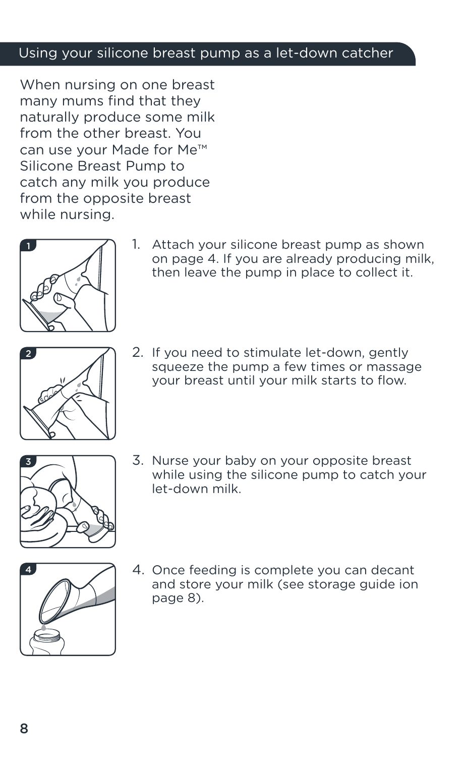## Using your silicone breast pump as a let-down catcher

When nursing on one breast many mums find that they naturally produce some milk from the other breast. You can use your Made for Me™ Silicone Breast Pump to catch any milk you produce from the opposite breast while nursing.

1. Attach your silicone breast pump as shown on page 4. If you are already producing milk, then leave the pump in place to collect it.
2. If you need to stimulate let-down, gently squeeze the pump a few times or massage your breast until your milk starts to flow.
3. Nurse your baby on your opposite breast while using the silicone pump to catch your let-down milk.
4. Once feeding is complete you can decant and store your milk (see storage guide ion page 8).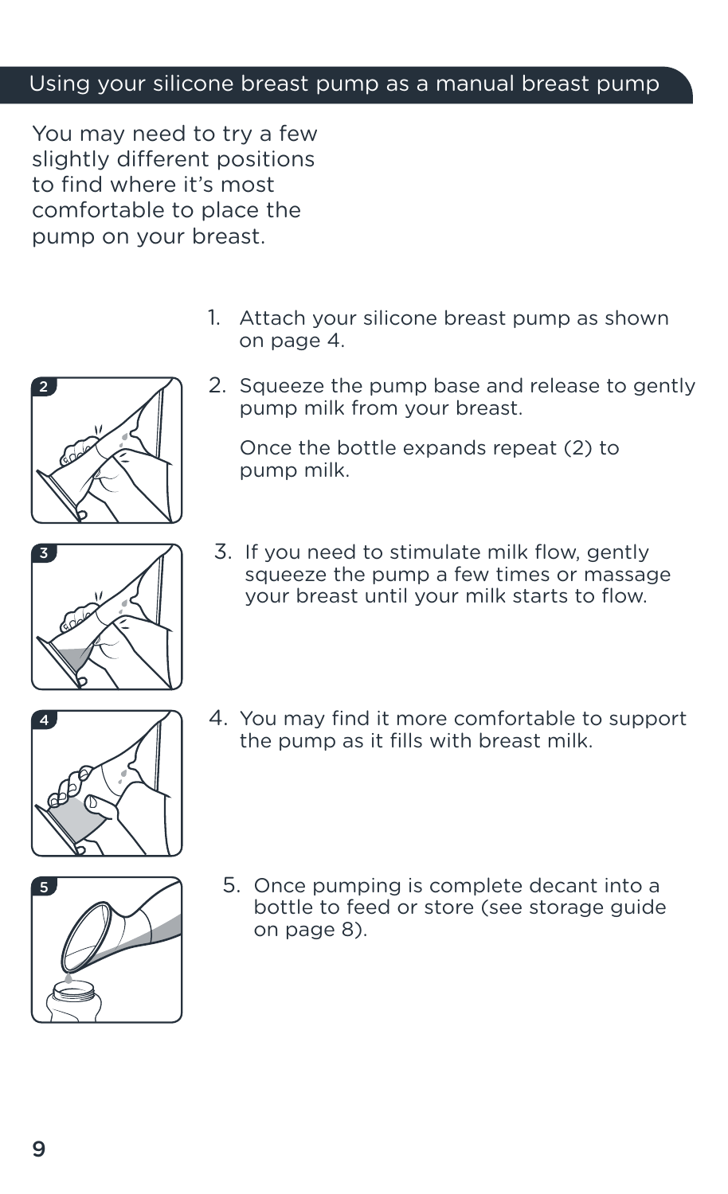## Using your silicone breast pump as a manual breast pump

You may need to try a few slightly different positions to find where it's most comfortable to place the pump on your breast.

1. Attach your silicone breast pump as shown on page 4.
2. Squeeze the pump base and release to gently pump milk from your breast.

   Once the bottle expands repeat (2) to pump milk.
3. If you need to stimulate milk flow, gently squeeze the pump a few times or massage your breast until your milk starts to flow.
4. You may find it more comfortable to support the pump as it fills with breast milk.
5. Once pumping is complete decant into a bottle to feed or store (see storage guide on page 8).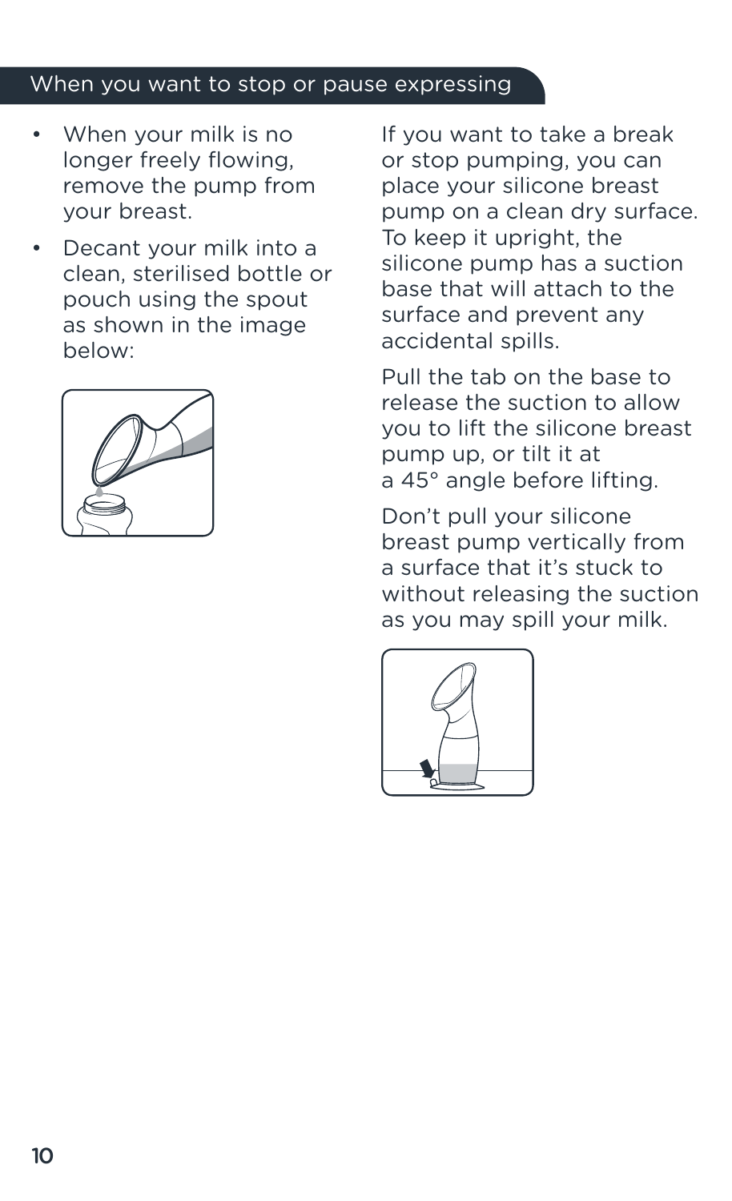## When you want to stop or pause expressing

- When your milk is no longer freely flowing, remove the pump from your breast.
- Decant your milk into a clean, sterilised bottle or pouch using the spout as shown in the image below:

If you want to take a break or stop pumping, you can place your silicone breast pump on a clean dry surface. To keep it upright, the silicone pump has a suction base that will attach to the surface and prevent any accidental spills.

Pull the tab on the base to release the suction to allow you to lift the silicone breast pump up, or tilt it at a 45° angle before lifting.

Don't pull your silicone breast pump vertically from a surface that it's stuck to without releasing the suction as you may spill your milk.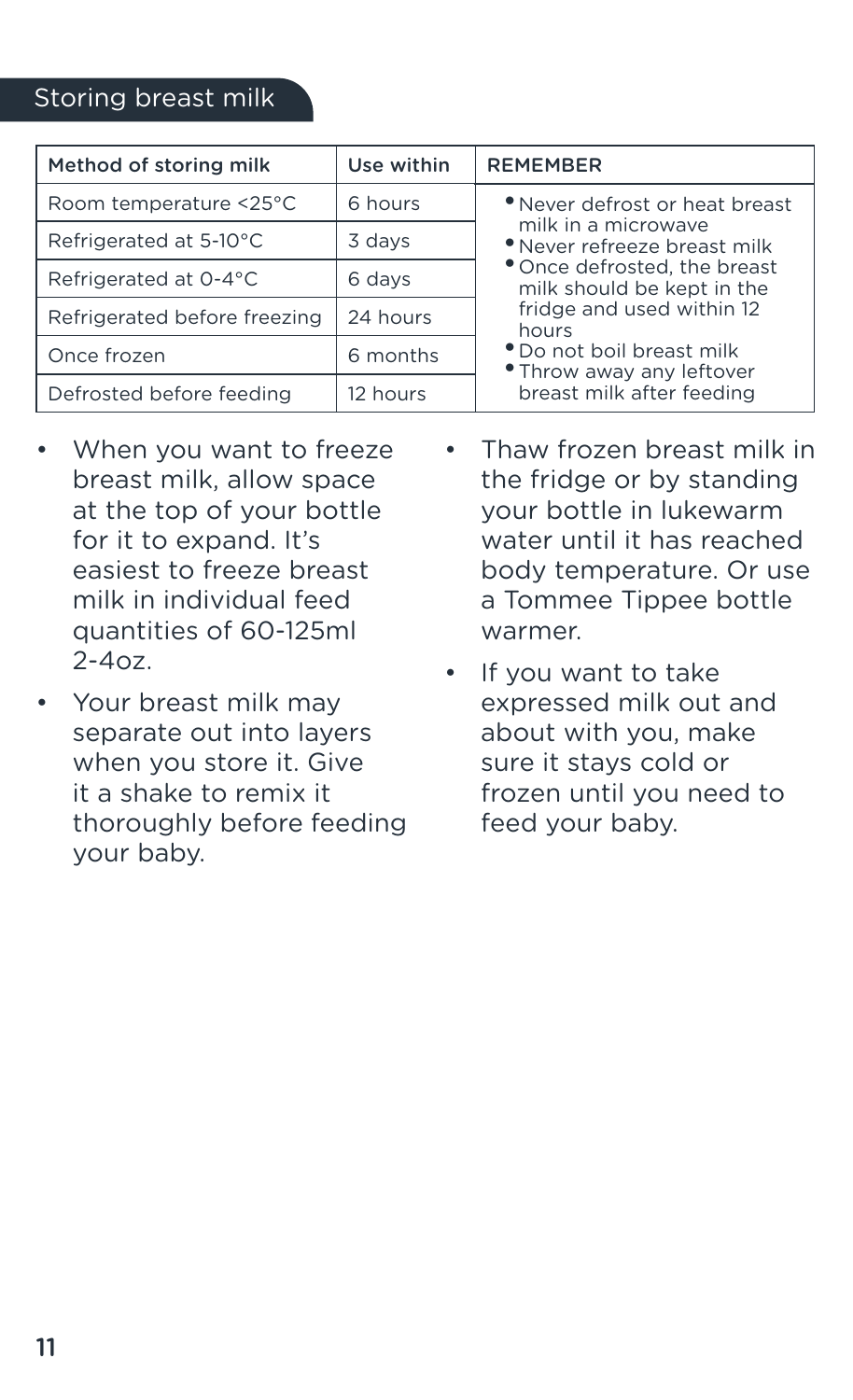## Storing breast milk

| Method of storing milk | Use within | REMEMBER |
|---|---|---|
| Room temperature <25°C | 6 hours | • Never defrost or heat breast milk in a microwave<br>• Never refreeze breast milk<br>• Once defrosted, the breast milk should be kept in the fridge and used within 12 hours<br>• Do not boil breast milk<br>• Throw away any leftover breast milk after feeding |
| Refrigerated at 5-10°C | 3 days | |
| Refrigerated at 0-4°C | 6 days | |
| Refrigerated before freezing | 24 hours | |
| Once frozen | 6 months | |
| Defrosted before feeding | 12 hours | |

- When you want to freeze breast milk, allow space at the top of your bottle for it to expand. It's easiest to freeze breast milk in individual feed quantities of 60-125ml 2-4oz.
- Your breast milk may separate out into layers when you store it. Give it a shake to remix it thoroughly before feeding your baby.
- Thaw frozen breast milk in the fridge or by standing your bottle in lukewarm water until it has reached body temperature. Or use a Tommee Tippee bottle warmer.
- If you want to take expressed milk out and about with you, make sure it stays cold or frozen until you need to feed your baby.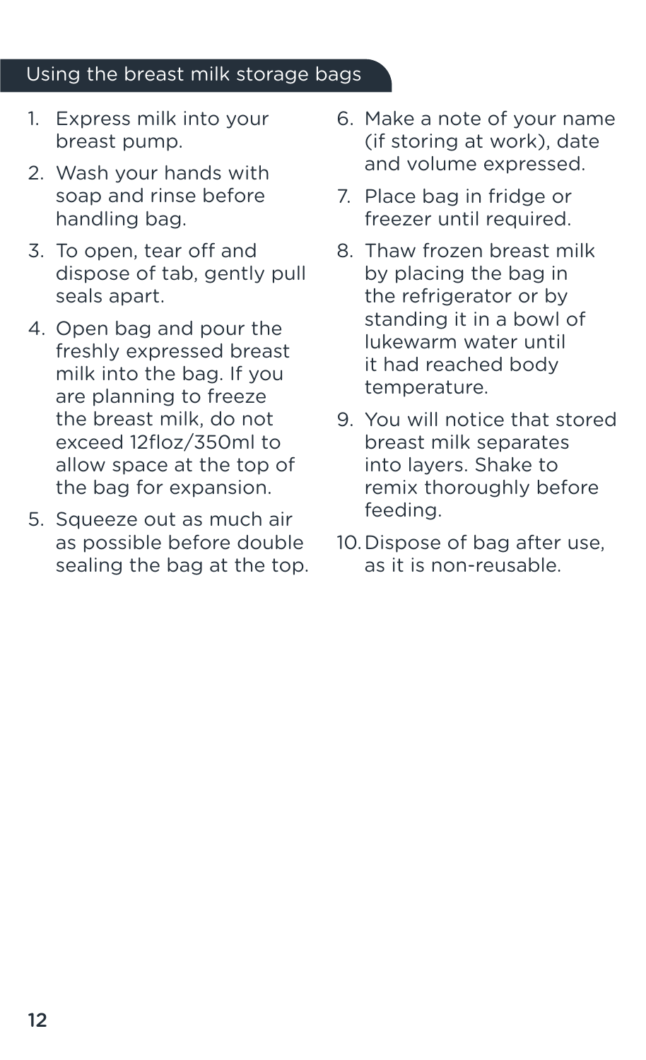## Using the breast milk storage bags

1. Express milk into your breast pump.
2. Wash your hands with soap and rinse before handling bag.
3. To open, tear off and dispose of tab, gently pull seals apart.
4. Open bag and pour the freshly expressed breast milk into the bag. If you are planning to freeze the breast milk, do not exceed 12floz/350ml to allow space at the top of the bag for expansion.
5. Squeeze out as much air as possible before double sealing the bag at the top.
6. Make a note of your name (if storing at work), date and volume expressed.
7. Place bag in fridge or freezer until required.
8. Thaw frozen breast milk by placing the bag in the refrigerator or by standing it in a bowl of lukewarm water until it had reached body temperature.
9. You will notice that stored breast milk separates into layers. Shake to remix thoroughly before feeding.
10. Dispose of bag after use, as it is non-reusable.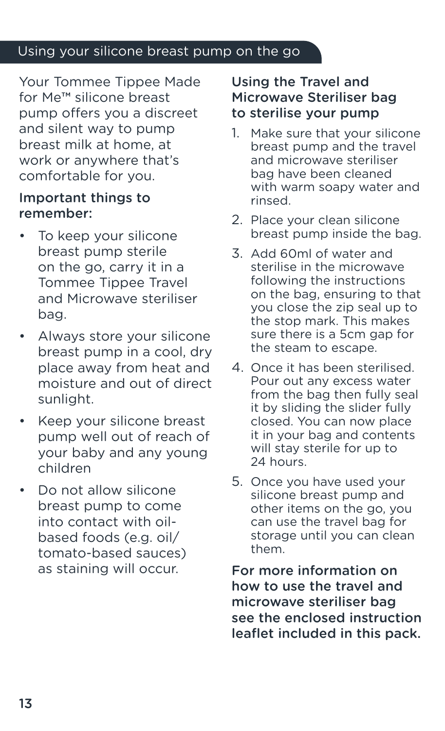## Using your silicone breast pump on the go

Your Tommee Tippee Made for Me™ silicone breast pump offers you a discreet and silent way to pump breast milk at home, at work or anywhere that's comfortable for you.

### Important things to remember:

- To keep your silicone breast pump sterile on the go, carry it in a Tommee Tippee Travel and Microwave steriliser bag.
- Always store your silicone breast pump in a cool, dry place away from heat and moisture and out of direct sunlight.
- Keep your silicone breast pump well out of reach of your baby and any young children
- Do not allow silicone breast pump to come into contact with oil-based foods (e.g. oil/ tomato-based sauces) as staining will occur.

### Using the Travel and Microwave Steriliser bag to sterilise your pump

1. Make sure that your silicone breast pump and the travel and microwave steriliser bag have been cleaned with warm soapy water and rinsed.
2. Place your clean silicone breast pump inside the bag.
3. Add 60ml of water and sterilise in the microwave following the instructions on the bag, ensuring to that you close the zip seal up to the stop mark. This makes sure there is a 5cm gap for the steam to escape.
4. Once it has been sterilised. Pour out any excess water from the bag then fully seal it by sliding the slider fully closed. You can now place it in your bag and contents will stay sterile for up to 24 hours.
5. Once you have used your silicone breast pump and other items on the go, you can use the travel bag for storage until you can clean them.

**For more information on how to use the travel and microwave steriliser bag see the enclosed instruction leaflet included in this pack.**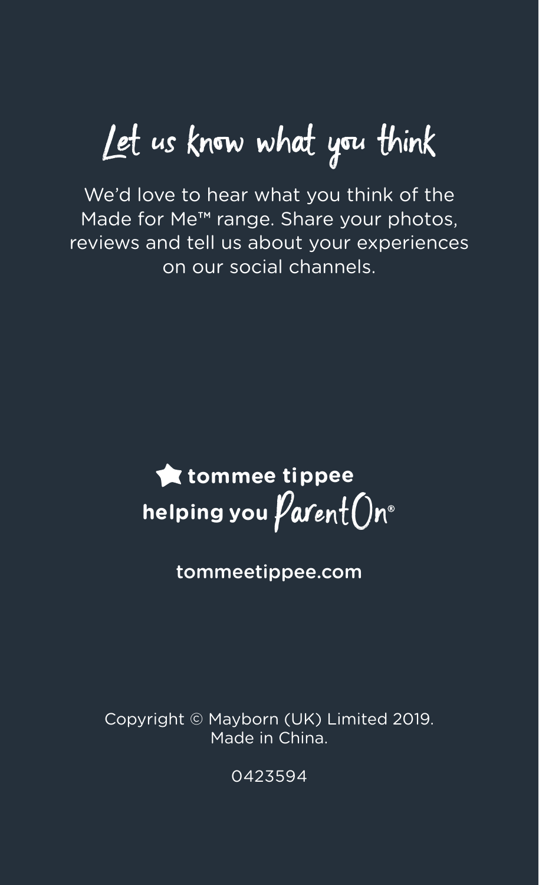# Let us know what you think

We'd love to hear what you think of the Made for Me™ range. Share your photos, reviews and tell us about your experiences on our social channels.

**tommee tippee**
**helping you** *ParentOn*®

tommeetippee.com

Copyright © Mayborn (UK) Limited 2019.
Made in China.

0423594